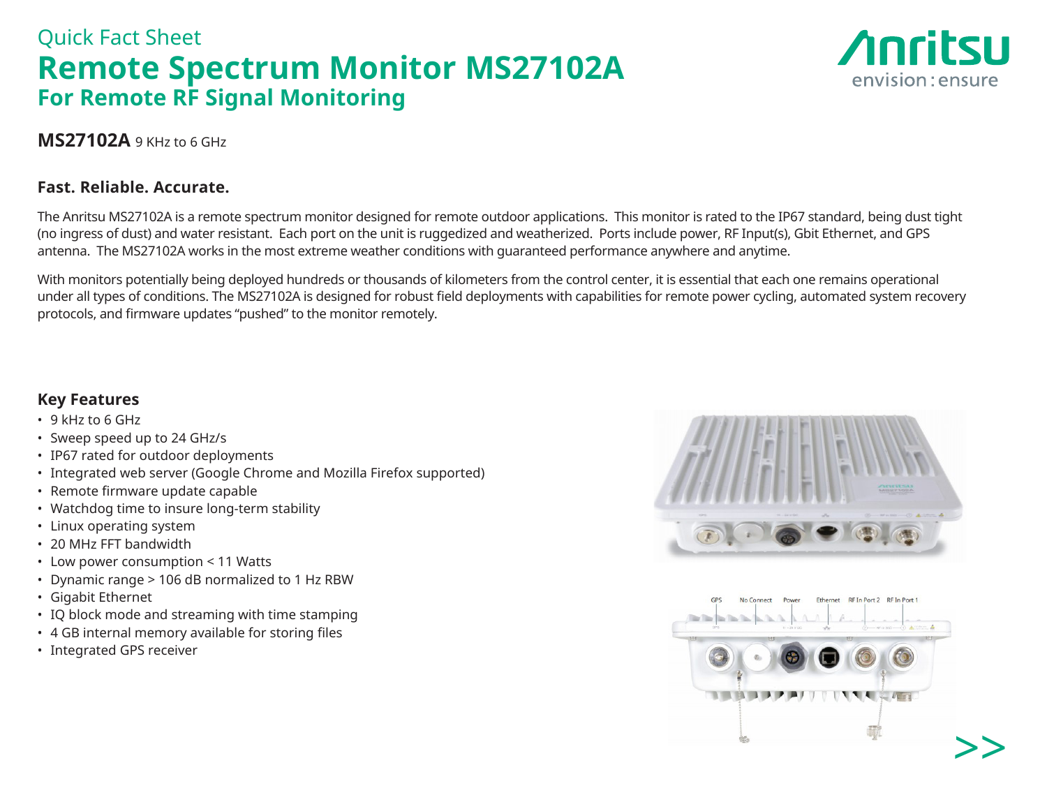Quick Fact Sheet

# Remote Spectrum Monitor MS27102A

## For Remote RF Signal Monitoring

**MS27102A** 9 KHz to 6 GHz

### Fast. Reliable. Accurate.

The Anritsu MS27102A is a remote spectrum monitor designed for remote outdoor applications. This monitor is rated to the IP67 standard, being dust tight (no ingress of dust) and water resistant. Each port on the unit is ruggedized and weatherized. Ports include power, RF Input(s), Gbit Ethernet, and GPS antenna. The MS27102A works in the most extreme weather conditions with guaranteed performance anywhere and anytime.

With monitors potentially being deployed hundreds or thousands of kilometers from the control center, it is essential that each one remains operational under all types of conditions. The MS27102A is designed for robust field deployments with capabilities for remote power cycling, automated system recovery protocols, and firmware updates "pushed" to the monitor remotely.

### Key Features

- 9 kHz to 6 GHz
- Sweep speed up to 24 GHz/s
- IP67 rated for outdoor deployments
- Integrated web server (Google Chrome and Mozilla Firefox supported)
- Remote firmware update capable
- Watchdog time to insure long-term stability
- Linux operating system
- 20 MHz FFT bandwidth
- Low power consumption < 11 Watts
- Dynamic range > 106 dB normalized to 1 Hz RBW
- Gigabit Ethernet
- IQ block mode and streaming with time stamping
- 4 GB internal memory available for storing files
- Integrated GPS receiver

GPS | No Connect | Power | Ethernet | RF In Port 2 | RF In Port 1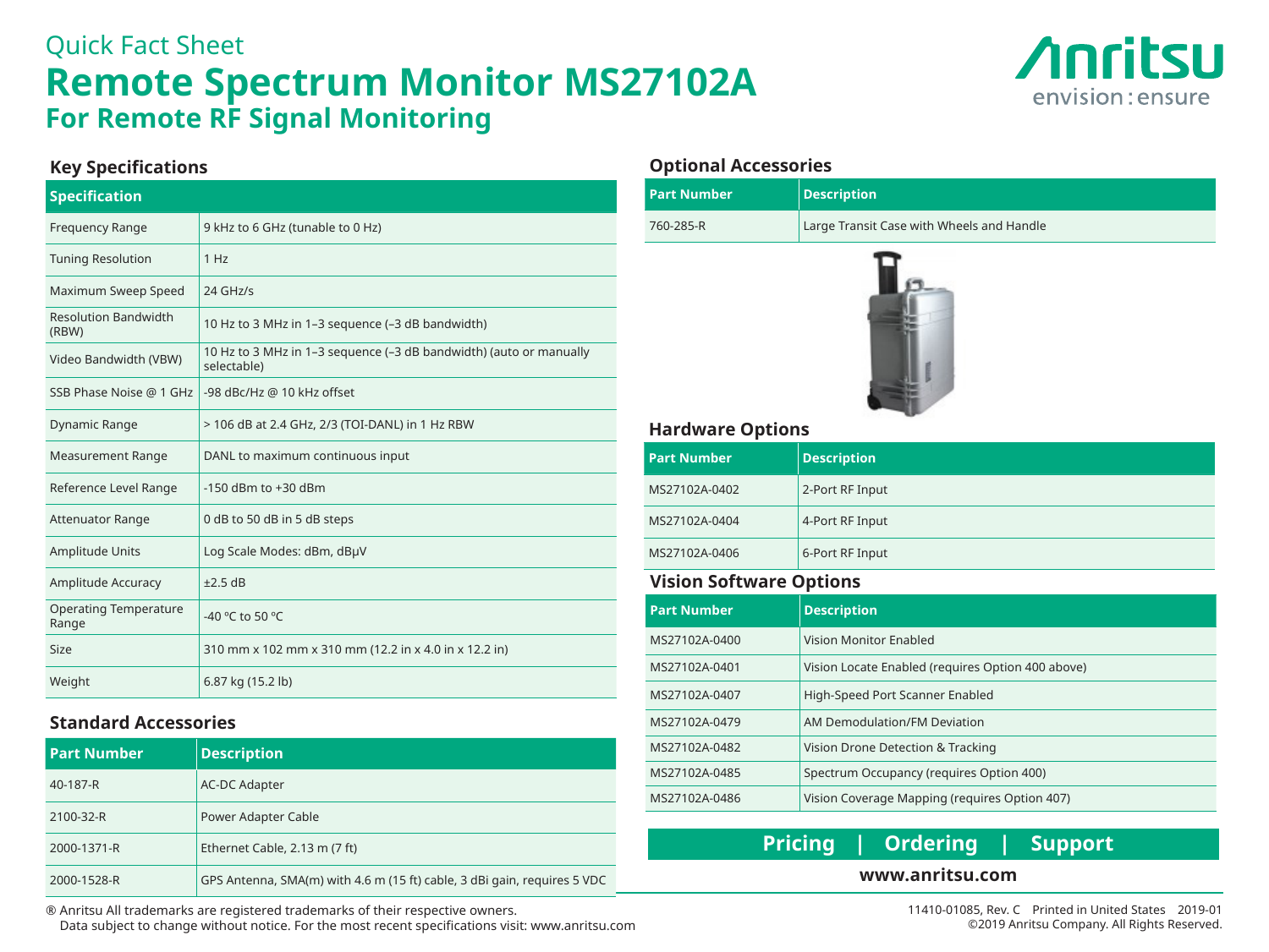Quick Fact Sheet

# Remote Spectrum Monitor MS27102A

## For Remote RF Signal Monitoring

### Key Specifications

| Specification | |
|---|---|
| Frequency Range | 9 kHz to 6 GHz (tunable to 0 Hz) |
| Tuning Resolution | 1 Hz |
| Maximum Sweep Speed | 24 GHz/s |
| Resolution Bandwidth (RBW) | 10 Hz to 3 MHz in 1–3 sequence (–3 dB bandwidth) |
| Video Bandwidth (VBW) | 10 Hz to 3 MHz in 1–3 sequence (–3 dB bandwidth) (auto or manually selectable) |
| SSB Phase Noise @ 1 GHz | -98 dBc/Hz @ 10 kHz offset |
| Dynamic Range | > 106 dB at 2.4 GHz, 2/3 (TOI-DANL) in 1 Hz RBW |
| Measurement Range | DANL to maximum continuous input |
| Reference Level Range | -150 dBm to +30 dBm |
| Attenuator Range | 0 dB to 50 dB in 5 dB steps |
| Amplitude Units | Log Scale Modes: dBm, dBµV |
| Amplitude Accuracy | ±2.5 dB |
| Operating Temperature Range | -40 ºC to 50 ºC |
| Size | 310 mm x 102 mm x 310 mm (12.2 in x 4.0 in x 12.2 in) |
| Weight | 6.87 kg (15.2 lb) |

### Standard Accessories

| Part Number | Description |
|---|---|
| 40-187-R | AC-DC Adapter |
| 2100-32-R | Power Adapter Cable |
| 2000-1371-R | Ethernet Cable, 2.13 m (7 ft) |
| 2000-1528-R | GPS Antenna, SMA(m) with 4.6 m (15 ft) cable, 3 dBi gain, requires 5 VDC |

### Optional Accessories

| Part Number | Description |
|---|---|
| 760-285-R | Large Transit Case with Wheels and Handle |

### Hardware Options

| Part Number | Description |
|---|---|
| MS27102A-0402 | 2-Port RF Input |
| MS27102A-0404 | 4-Port RF Input |
| MS27102A-0406 | 6-Port RF Input |

### Vision Software Options

| Part Number | Description |
|---|---|
| MS27102A-0400 | Vision Monitor Enabled |
| MS27102A-0401 | Vision Locate Enabled (requires Option 400 above) |
| MS27102A-0407 | High-Speed Port Scanner Enabled |
| MS27102A-0479 | AM Demodulation/FM Deviation |
| MS27102A-0482 | Vision Drone Detection & Tracking |
| MS27102A-0485 | Spectrum Occupancy (requires Option 400) |
| MS27102A-0486 | Vision Coverage Mapping (requires Option 407) |

**Pricing | Ordering | Support**

**www.anritsu.com**

® Anritsu All trademarks are registered trademarks of their respective owners.
Data subject to change without notice. For the most recent specifications visit: www.anritsu.com

11410-01085, Rev. C Printed in United States 2019-01
©2019 Anritsu Company. All Rights Reserved.